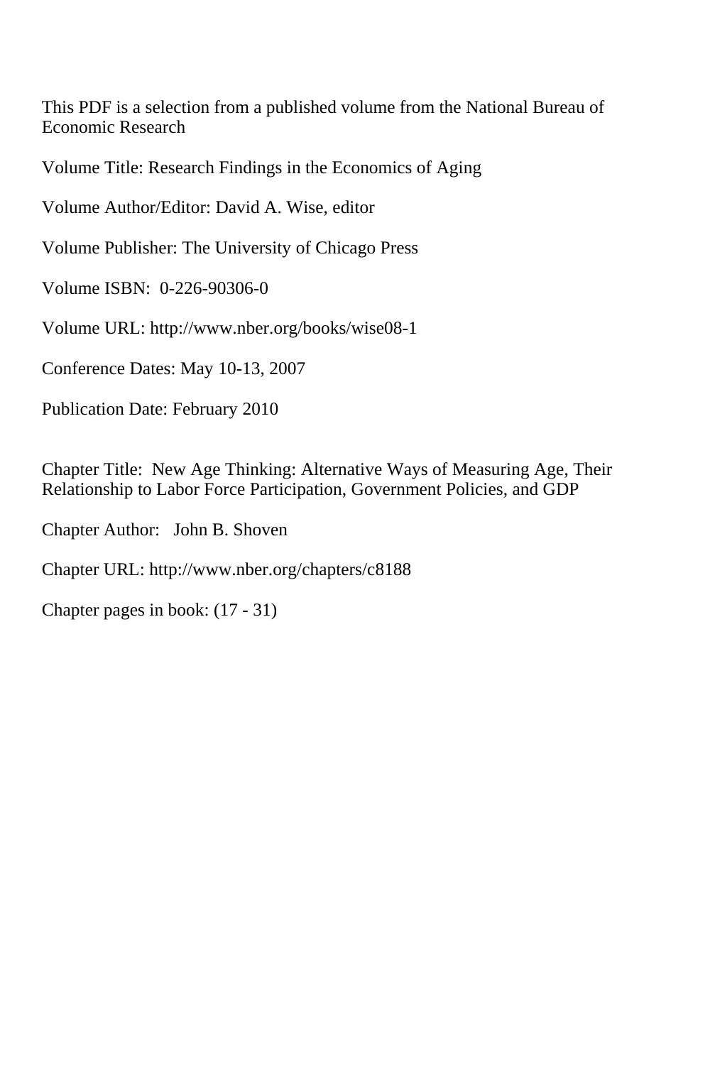This PDF is a selection from a published volume from the National Bureau of Economic Research

Volume Title: Research Findings in the Economics of Aging

Volume Author/Editor: David A. Wise, editor

Volume Publisher: The University of Chicago Press

Volume ISBN: 0-226-90306-0

Volume URL: http://www.nber.org/books/wise08-1

Conference Dates: May 10-13, 2007

Publication Date: February 2010

Chapter Title: New Age Thinking: Alternative Ways of Measuring Age, Their Relationship to Labor Force Participation, Government Policies, and GDP

Chapter Author: John B. Shoven

Chapter URL: http://www.nber.org/chapters/c8188

Chapter pages in book: (17 - 31)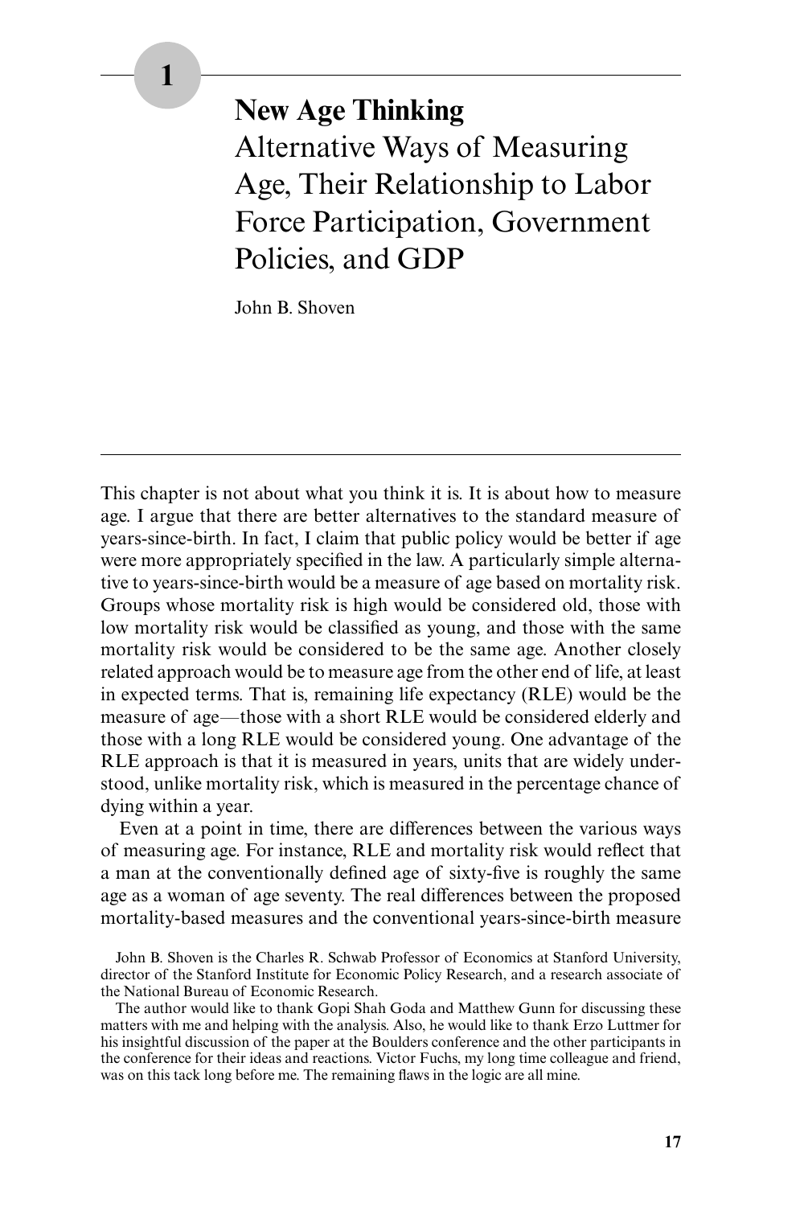# 1

## New Age Thinking

Alternative Ways of Measuring Age, Their Relationship to Labor Force Participation, Government Policies, and GDP

John B. Shoven

---

This chapter is not about what you think it is. It is about how to measure age. I argue that there are better alternatives to the standard measure of years-since-birth. In fact, I claim that public policy would be better if age were more appropriately specified in the law. A particularly simple alternative to years-since-birth would be a measure of age based on mortality risk. Groups whose mortality risk is high would be considered old, those with low mortality risk would be classified as young, and those with the same mortality risk would be considered to be the same age. Another closely related approach would be to measure age from the other end of life, at least in expected terms. That is, remaining life expectancy (RLE) would be the measure of age—those with a short RLE would be considered elderly and those with a long RLE would be considered young. One advantage of the RLE approach is that it is measured in years, units that are widely understood, unlike mortality risk, which is measured in the percentage chance of dying within a year.

Even at a point in time, there are differences between the various ways of measuring age. For instance, RLE and mortality risk would reflect that a man at the conventionally defined age of sixty-five is roughly the same age as a woman of age seventy. The real differences between the proposed mortality-based measures and the conventional years-since-birth measure

John B. Shoven is the Charles R. Schwab Professor of Economics at Stanford University, director of the Stanford Institute for Economic Policy Research, and a research associate of the National Bureau of Economic Research.

The author would like to thank Gopi Shah Goda and Matthew Gunn for discussing these matters with me and helping with the analysis. Also, he would like to thank Erzo Luttmer for his insightful discussion of the paper at the Boulders conference and the other participants in the conference for their ideas and reactions. Victor Fuchs, my long time colleague and friend, was on this tack long before me. The remaining flaws in the logic are all mine.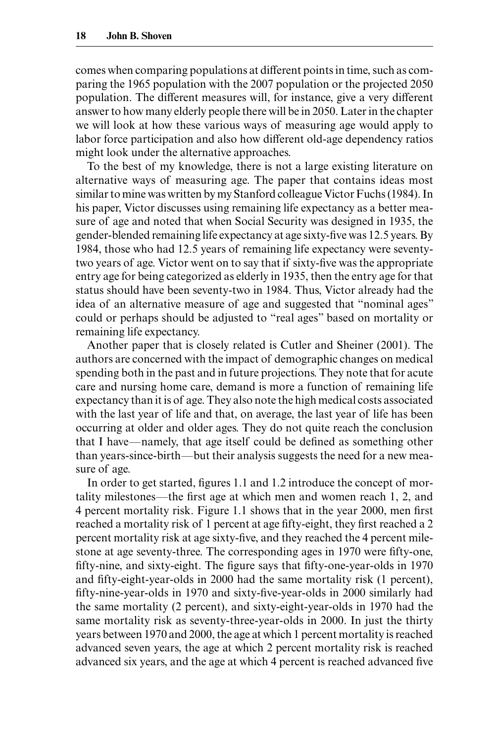comes when comparing populations at different points in time, such as comparing the 1965 population with the 2007 population or the projected 2050 population. The different measures will, for instance, give a very different answer to how many elderly people there will be in 2050. Later in the chapter we will look at how these various ways of measuring age would apply to labor force participation and also how different old-age dependency ratios might look under the alternative approaches.

To the best of my knowledge, there is not a large existing literature on alternative ways of measuring age. The paper that contains ideas most similar to mine was written by my Stanford colleague Victor Fuchs (1984). In his paper, Victor discusses using remaining life expectancy as a better measure of age and noted that when Social Security was designed in 1935, the gender-blended remaining life expectancy at age sixty-five was 12.5 years. By 1984, those who had 12.5 years of remaining life expectancy were seventy-two years of age. Victor went on to say that if sixty-five was the appropriate entry age for being categorized as elderly in 1935, then the entry age for that status should have been seventy-two in 1984. Thus, Victor already had the idea of an alternative measure of age and suggested that "nominal ages" could or perhaps should be adjusted to "real ages" based on mortality or remaining life expectancy.

Another paper that is closely related is Cutler and Sheiner (2001). The authors are concerned with the impact of demographic changes on medical spending both in the past and in future projections. They note that for acute care and nursing home care, demand is more a function of remaining life expectancy than it is of age. They also note the high medical costs associated with the last year of life and that, on average, the last year of life has been occurring at older and older ages. They do not quite reach the conclusion that I have—namely, that age itself could be defined as something other than years-since-birth—but their analysis suggests the need for a new measure of age.

In order to get started, figures 1.1 and 1.2 introduce the concept of mortality milestones—the first age at which men and women reach 1, 2, and 4 percent mortality risk. Figure 1.1 shows that in the year 2000, men first reached a mortality risk of 1 percent at age fifty-eight, they first reached a 2 percent mortality risk at age sixty-five, and they reached the 4 percent milestone at age seventy-three. The corresponding ages in 1970 were fifty-one, fifty-nine, and sixty-eight. The figure says that fifty-one-year-olds in 1970 and fifty-eight-year-olds in 2000 had the same mortality risk (1 percent), fifty-nine-year-olds in 1970 and sixty-five-year-olds in 2000 similarly had the same mortality (2 percent), and sixty-eight-year-olds in 1970 had the same mortality risk as seventy-three-year-olds in 2000. In just the thirty years between 1970 and 2000, the age at which 1 percent mortality is reached advanced seven years, the age at which 2 percent mortality risk is reached advanced six years, and the age at which 4 percent is reached advanced five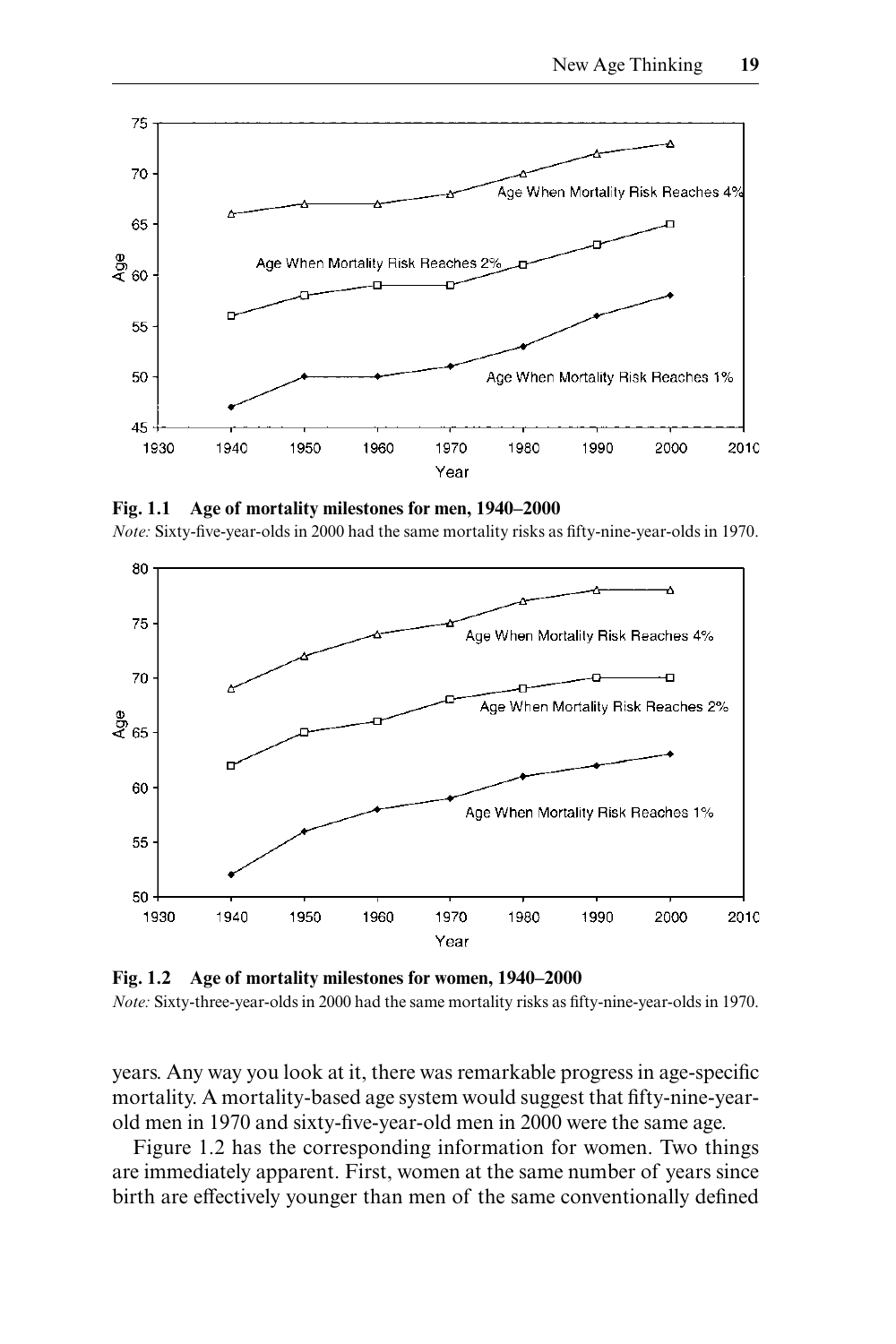**Fig. 1.1 Age of mortality milestones for men, 1940–2000**

*Note:* Sixty-five-year-olds in 2000 had the same mortality risks as fifty-nine-year-olds in 1970.

**Fig. 1.2 Age of mortality milestones for women, 1940–2000**

*Note:* Sixty-three-year-olds in 2000 had the same mortality risks as fifty-nine-year-olds in 1970.

years. Any way you look at it, there was remarkable progress in age-specific mortality. A mortality-based age system would suggest that fifty-nine-year-old men in 1970 and sixty-five-year-old men in 2000 were the same age.

Figure 1.2 has the corresponding information for women. Two things are immediately apparent. First, women at the same number of years since birth are effectively younger than men of the same conventionally defined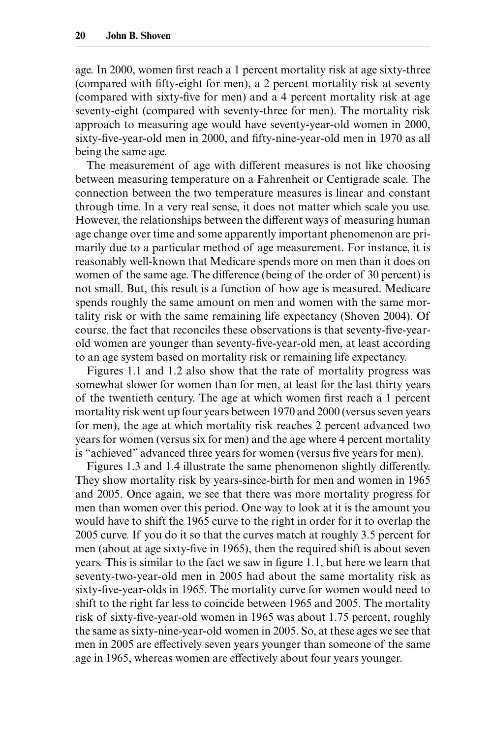age. In 2000, women first reach a 1 percent mortality risk at age sixty-three (compared with fifty-eight for men), a 2 percent mortality risk at seventy (compared with sixty-five for men) and a 4 percent mortality risk at age seventy-eight (compared with seventy-three for men). The mortality risk approach to measuring age would have seventy-year-old women in 2000, sixty-five-year-old men in 2000, and fifty-nine-year-old men in 1970 as all being the same age.

The measurement of age with different measures is not like choosing between measuring temperature on a Fahrenheit or Centigrade scale. The connection between the two temperature measures is linear and constant through time. In a very real sense, it does not matter which scale you use. However, the relationships between the different ways of measuring human age change over time and some apparently important phenomenon are primarily due to a particular method of age measurement. For instance, it is reasonably well-known that Medicare spends more on men than it does on women of the same age. The difference (being of the order of 30 percent) is not small. But, this result is a function of how age is measured. Medicare spends roughly the same amount on men and women with the same mortality risk or with the same remaining life expectancy (Shoven 2004). Of course, the fact that reconciles these observations is that seventy-five-year-old women are younger than seventy-five-year-old men, at least according to an age system based on mortality risk or remaining life expectancy.

Figures 1.1 and 1.2 also show that the rate of mortality progress was somewhat slower for women than for men, at least for the last thirty years of the twentieth century. The age at which women first reach a 1 percent mortality risk went up four years between 1970 and 2000 (versus seven years for men), the age at which mortality risk reaches 2 percent advanced two years for women (versus six for men) and the age where 4 percent mortality is "achieved" advanced three years for women (versus five years for men).

Figures 1.3 and 1.4 illustrate the same phenomenon slightly differently. They show mortality risk by years-since-birth for men and women in 1965 and 2005. Once again, we see that there was more mortality progress for men than women over this period. One way to look at it is the amount you would have to shift the 1965 curve to the right in order for it to overlap the 2005 curve. If you do it so that the curves match at roughly 3.5 percent for men (about at age sixty-five in 1965), then the required shift is about seven years. This is similar to the fact we saw in figure 1.1, but here we learn that seventy-two-year-old men in 2005 had about the same mortality risk as sixty-five-year-olds in 1965. The mortality curve for women would need to shift to the right far less to coincide between 1965 and 2005. The mortality risk of sixty-five-year-old women in 1965 was about 1.75 percent, roughly the same as sixty-nine-year-old women in 2005. So, at these ages we see that men in 2005 are effectively seven years younger than someone of the same age in 1965, whereas women are effectively about four years younger.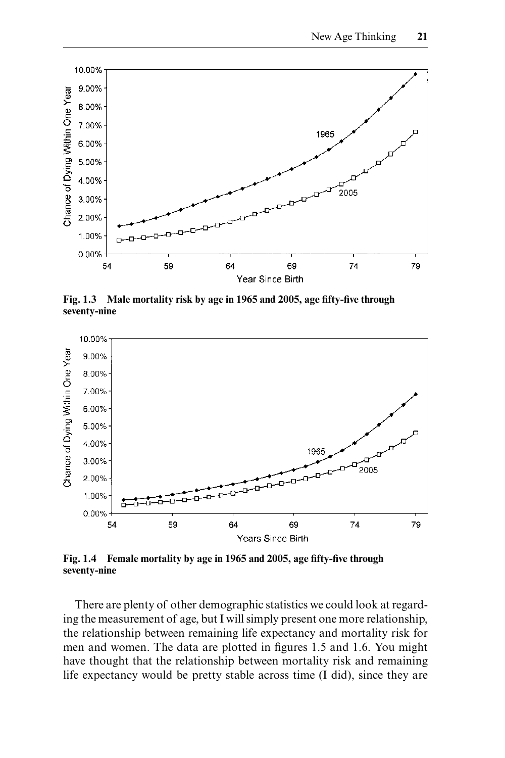Fig. 1.3 Male mortality risk by age in 1965 and 2005, age fifty-five through seventy-nine

Fig. 1.4 Female mortality by age in 1965 and 2005, age fifty-five through seventy-nine

There are plenty of other demographic statistics we could look at regarding the measurement of age, but I will simply present one more relationship, the relationship between remaining life expectancy and mortality risk for men and women. The data are plotted in figures 1.5 and 1.6. You might have thought that the relationship between mortality risk and remaining life expectancy would be pretty stable across time (I did), since they are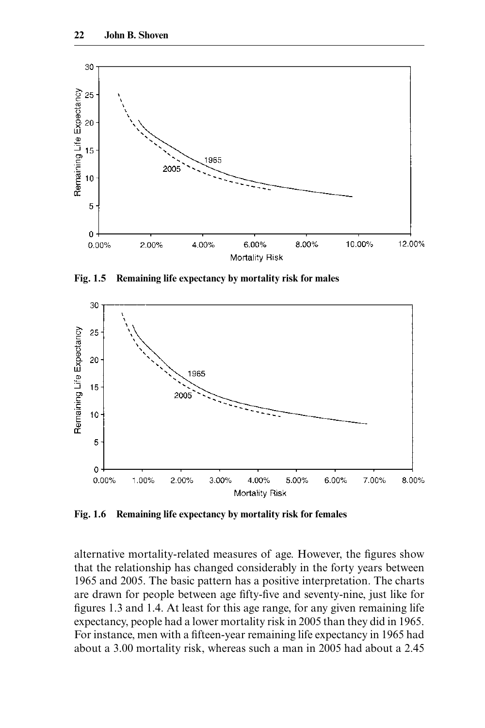**Fig. 1.5 Remaining life expectancy by mortality risk for males**

**Fig. 1.6 Remaining life expectancy by mortality risk for females**

alternative mortality-related measures of age. However, the figures show that the relationship has changed considerably in the forty years between 1965 and 2005. The basic pattern has a positive interpretation. The charts are drawn for people between age fifty-five and seventy-nine, just like for figures 1.3 and 1.4. At least for this age range, for any given remaining life expectancy, people had a lower mortality risk in 2005 than they did in 1965. For instance, men with a fifteen-year remaining life expectancy in 1965 had about a 3.00 mortality risk, whereas such a man in 2005 had about a 2.45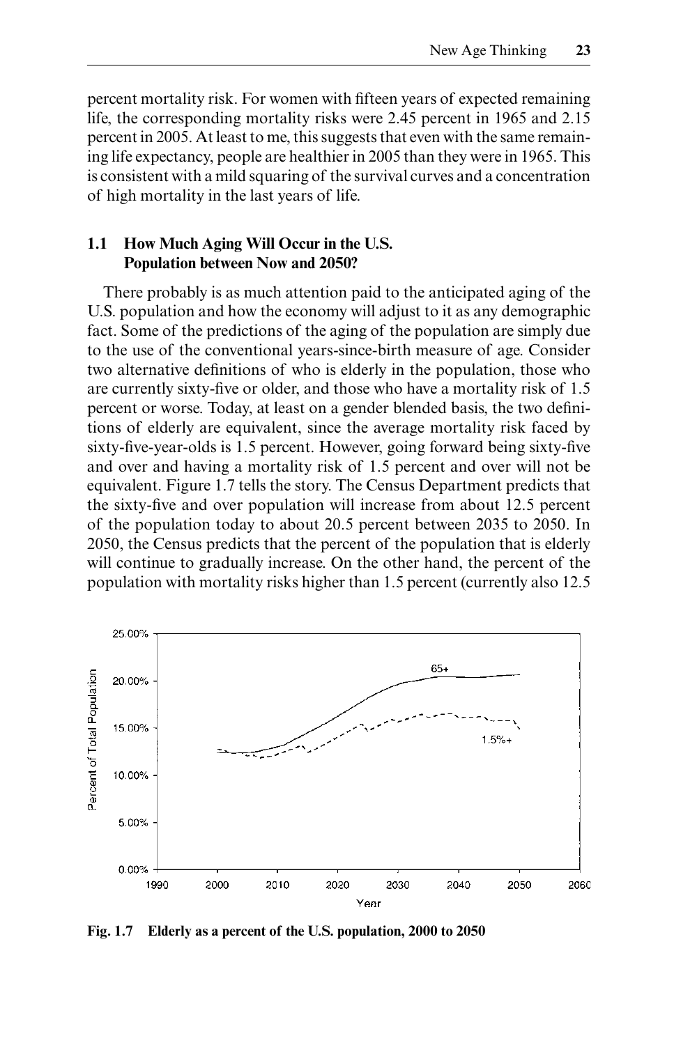percent mortality risk. For women with fifteen years of expected remaining life, the corresponding mortality risks were 2.45 percent in 1965 and 2.15 percent in 2005. At least to me, this suggests that even with the same remaining life expectancy, people are healthier in 2005 than they were in 1965. This is consistent with a mild squaring of the survival curves and a concentration of high mortality in the last years of life.

## 1.1 How Much Aging Will Occur in the U.S. Population between Now and 2050?

There probably is as much attention paid to the anticipated aging of the U.S. population and how the economy will adjust to it as any demographic fact. Some of the predictions of the aging of the population are simply due to the use of the conventional years-since-birth measure of age. Consider two alternative definitions of who is elderly in the population, those who are currently sixty-five or older, and those who have a mortality risk of 1.5 percent or worse. Today, at least on a gender blended basis, the two definitions of elderly are equivalent, since the average mortality risk faced by sixty-five-year-olds is 1.5 percent. However, going forward being sixty-five and over and having a mortality risk of 1.5 percent and over will not be equivalent. Figure 1.7 tells the story. The Census Department predicts that the sixty-five and over population will increase from about 12.5 percent of the population today to about 20.5 percent between 2035 to 2050. In 2050, the Census predicts that the percent of the population that is elderly will continue to gradually increase. On the other hand, the percent of the population with mortality risks higher than 1.5 percent (currently also 12.5

**Fig. 1.7 Elderly as a percent of the U.S. population, 2000 to 2050**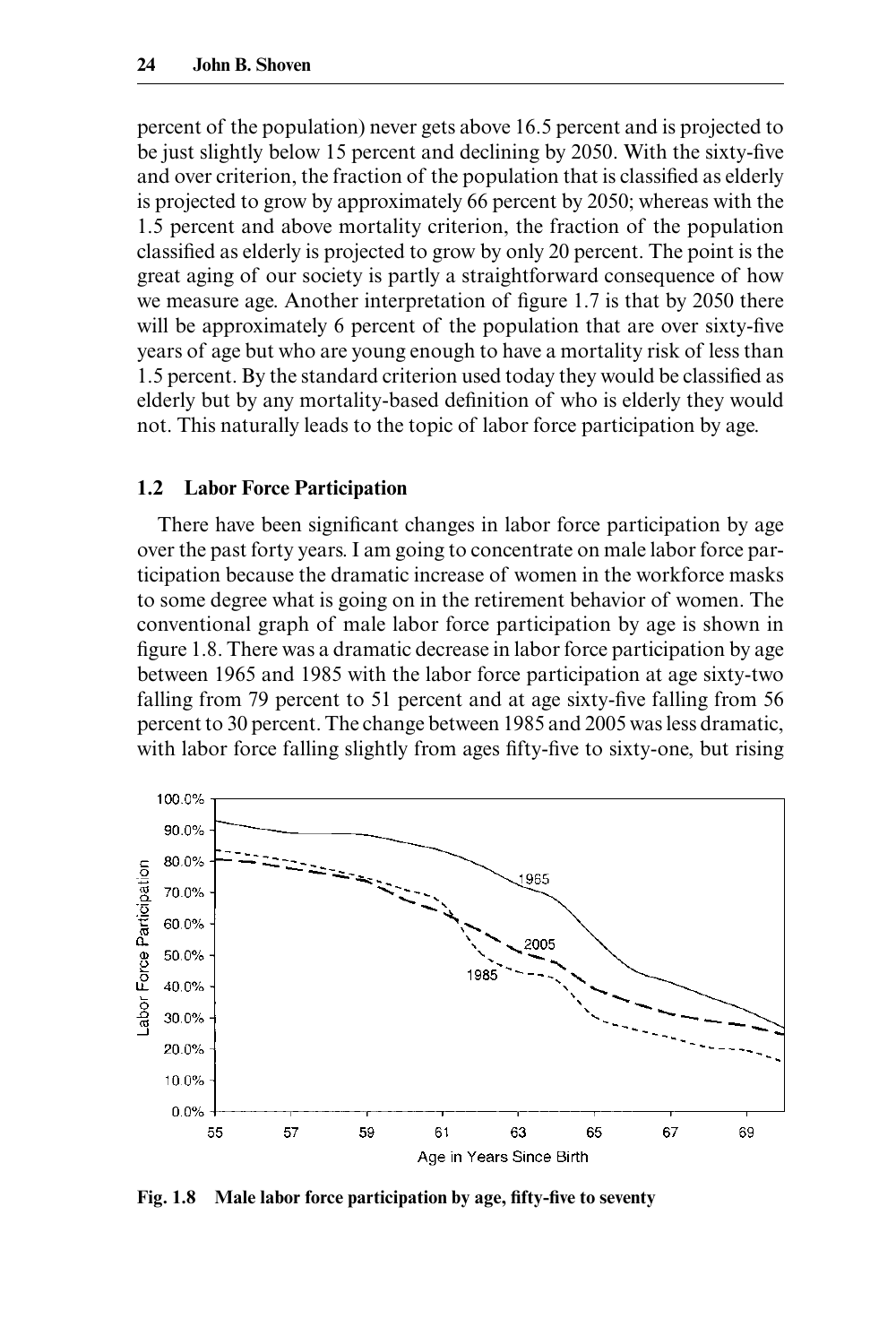percent of the population) never gets above 16.5 percent and is projected to be just slightly below 15 percent and declining by 2050. With the sixty-five and over criterion, the fraction of the population that is classified as elderly is projected to grow by approximately 66 percent by 2050; whereas with the 1.5 percent and above mortality criterion, the fraction of the population classified as elderly is projected to grow by only 20 percent. The point is the great aging of our society is partly a straightforward consequence of how we measure age. Another interpretation of figure 1.7 is that by 2050 there will be approximately 6 percent of the population that are over sixty-five years of age but who are young enough to have a mortality risk of less than 1.5 percent. By the standard criterion used today they would be classified as elderly but by any mortality-based definition of who is elderly they would not. This naturally leads to the topic of labor force participation by age.

## 1.2 Labor Force Participation

There have been significant changes in labor force participation by age over the past forty years. I am going to concentrate on male labor force participation because the dramatic increase of women in the workforce masks to some degree what is going on in the retirement behavior of women. The conventional graph of male labor force participation by age is shown in figure 1.8. There was a dramatic decrease in labor force participation by age between 1965 and 1985 with the labor force participation at age sixty-two falling from 79 percent to 51 percent and at age sixty-five falling from 56 percent to 30 percent. The change between 1985 and 2005 was less dramatic, with labor force falling slightly from ages fifty-five to sixty-one, but rising

**Fig. 1.8 Male labor force participation by age, fifty-five to seventy**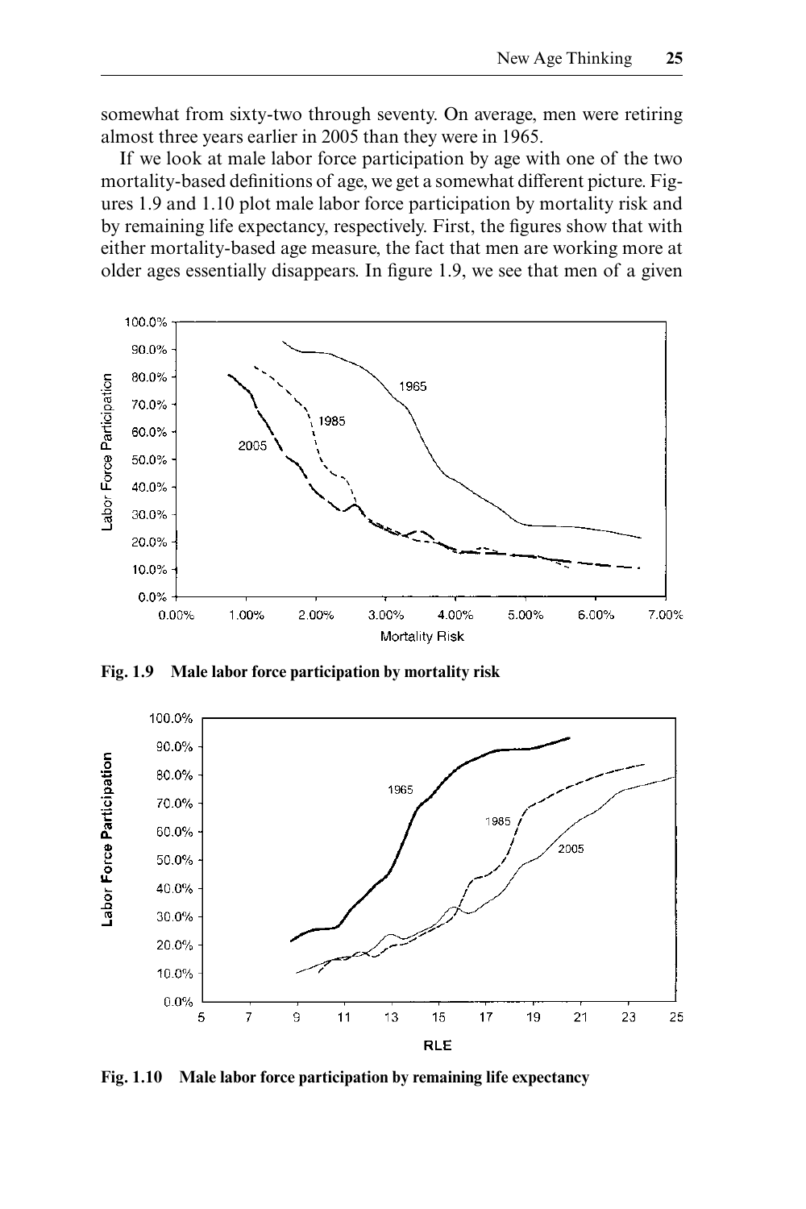somewhat from sixty-two through seventy. On average, men were retiring almost three years earlier in 2005 than they were in 1965.

If we look at male labor force participation by age with one of the two mortality-based definitions of age, we get a somewhat different picture. Figures 1.9 and 1.10 plot male labor force participation by mortality risk and by remaining life expectancy, respectively. First, the figures show that with either mortality-based age measure, the fact that men are working more at older ages essentially disappears. In figure 1.9, we see that men of a given

**Fig. 1.9 Male labor force participation by mortality risk**

**Fig. 1.10 Male labor force participation by remaining life expectancy**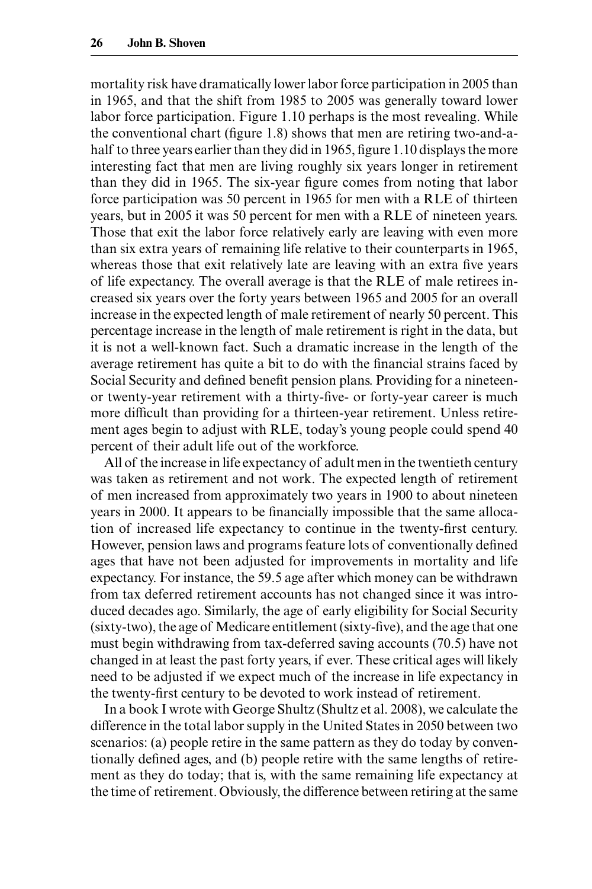mortality risk have dramatically lower labor force participation in 2005 than in 1965, and that the shift from 1985 to 2005 was generally toward lower labor force participation. Figure 1.10 perhaps is the most revealing. While the conventional chart (figure 1.8) shows that men are retiring two-and-a-half to three years earlier than they did in 1965, figure 1.10 displays the more interesting fact that men are living roughly six years longer in retirement than they did in 1965. The six-year figure comes from noting that labor force participation was 50 percent in 1965 for men with a RLE of thirteen years, but in 2005 it was 50 percent for men with a RLE of nineteen years. Those that exit the labor force relatively early are leaving with even more than six extra years of remaining life relative to their counterparts in 1965, whereas those that exit relatively late are leaving with an extra five years of life expectancy. The overall average is that the RLE of male retirees increased six years over the forty years between 1965 and 2005 for an overall increase in the expected length of male retirement of nearly 50 percent. This percentage increase in the length of male retirement is right in the data, but it is not a well-known fact. Such a dramatic increase in the length of the average retirement has quite a bit to do with the financial strains faced by Social Security and defined benefit pension plans. Providing for a nineteen- or twenty-year retirement with a thirty-five- or forty-year career is much more difficult than providing for a thirteen-year retirement. Unless retirement ages begin to adjust with RLE, today's young people could spend 40 percent of their adult life out of the workforce.

All of the increase in life expectancy of adult men in the twentieth century was taken as retirement and not work. The expected length of retirement of men increased from approximately two years in 1900 to about nineteen years in 2000. It appears to be financially impossible that the same allocation of increased life expectancy to continue in the twenty-first century. However, pension laws and programs feature lots of conventionally defined ages that have not been adjusted for improvements in mortality and life expectancy. For instance, the 59.5 age after which money can be withdrawn from tax deferred retirement accounts has not changed since it was introduced decades ago. Similarly, the age of early eligibility for Social Security (sixty-two), the age of Medicare entitlement (sixty-five), and the age that one must begin withdrawing from tax-deferred saving accounts (70.5) have not changed in at least the past forty years, if ever. These critical ages will likely need to be adjusted if we expect much of the increase in life expectancy in the twenty-first century to be devoted to work instead of retirement.

In a book I wrote with George Shultz (Shultz et al. 2008), we calculate the difference in the total labor supply in the United States in 2050 between two scenarios: (a) people retire in the same pattern as they do today by conventionally defined ages, and (b) people retire with the same lengths of retirement as they do today; that is, with the same remaining life expectancy at the time of retirement. Obviously, the difference between retiring at the same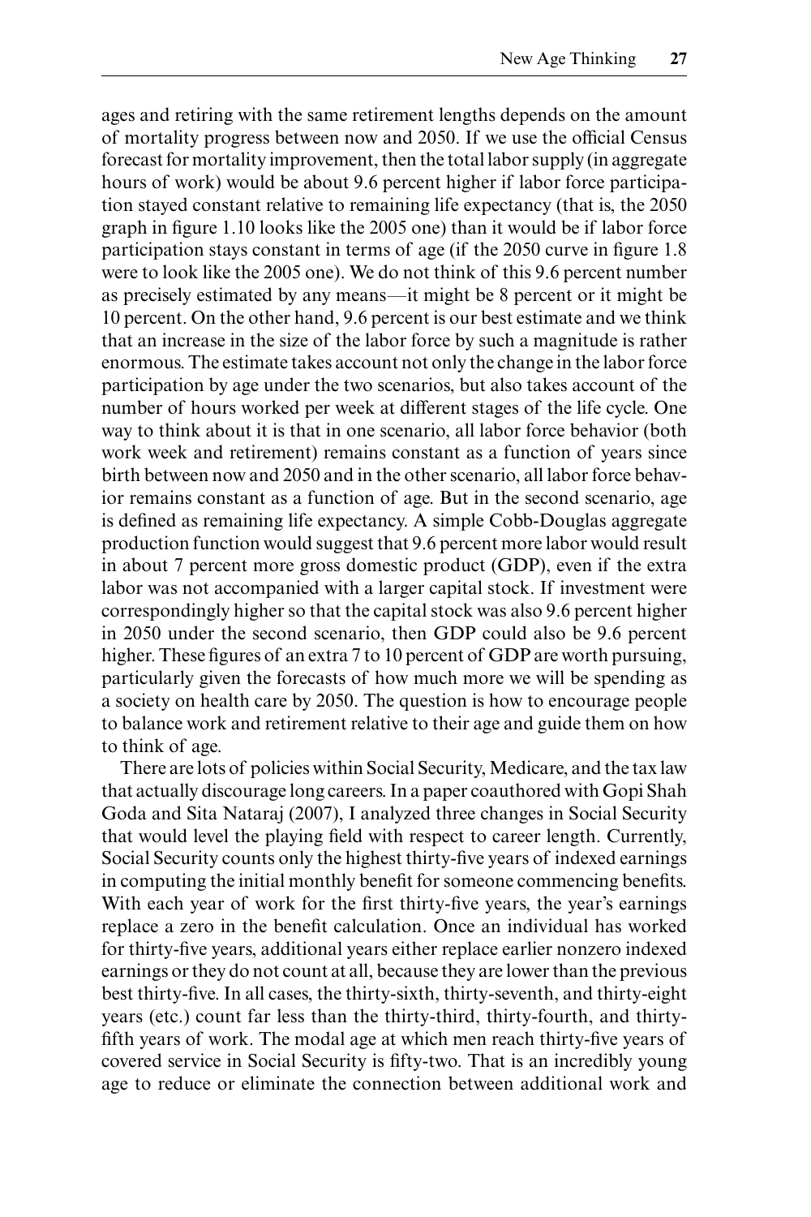ages and retiring with the same retirement lengths depends on the amount of mortality progress between now and 2050. If we use the official Census forecast for mortality improvement, then the total labor supply (in aggregate hours of work) would be about 9.6 percent higher if labor force participation stayed constant relative to remaining life expectancy (that is, the 2050 graph in figure 1.10 looks like the 2005 one) than it would be if labor force participation stays constant in terms of age (if the 2050 curve in figure 1.8 were to look like the 2005 one). We do not think of this 9.6 percent number as precisely estimated by any means—it might be 8 percent or it might be 10 percent. On the other hand, 9.6 percent is our best estimate and we think that an increase in the size of the labor force by such a magnitude is rather enormous. The estimate takes account not only the change in the labor force participation by age under the two scenarios, but also takes account of the number of hours worked per week at different stages of the life cycle. One way to think about it is that in one scenario, all labor force behavior (both work week and retirement) remains constant as a function of years since birth between now and 2050 and in the other scenario, all labor force behavior remains constant as a function of age. But in the second scenario, age is defined as remaining life expectancy. A simple Cobb-Douglas aggregate production function would suggest that 9.6 percent more labor would result in about 7 percent more gross domestic product (GDP), even if the extra labor was not accompanied with a larger capital stock. If investment were correspondingly higher so that the capital stock was also 9.6 percent higher in 2050 under the second scenario, then GDP could also be 9.6 percent higher. These figures of an extra 7 to 10 percent of GDP are worth pursuing, particularly given the forecasts of how much more we will be spending as a society on health care by 2050. The question is how to encourage people to balance work and retirement relative to their age and guide them on how to think of age.

There are lots of policies within Social Security, Medicare, and the tax law that actually discourage long careers. In a paper coauthored with Gopi Shah Goda and Sita Nataraj (2007), I analyzed three changes in Social Security that would level the playing field with respect to career length. Currently, Social Security counts only the highest thirty-five years of indexed earnings in computing the initial monthly benefit for someone commencing benefits. With each year of work for the first thirty-five years, the year's earnings replace a zero in the benefit calculation. Once an individual has worked for thirty-five years, additional years either replace earlier nonzero indexed earnings or they do not count at all, because they are lower than the previous best thirty-five. In all cases, the thirty-sixth, thirty-seventh, and thirty-eight years (etc.) count far less than the thirty-third, thirty-fourth, and thirty-fifth years of work. The modal age at which men reach thirty-five years of covered service in Social Security is fifty-two. That is an incredibly young age to reduce or eliminate the connection between additional work and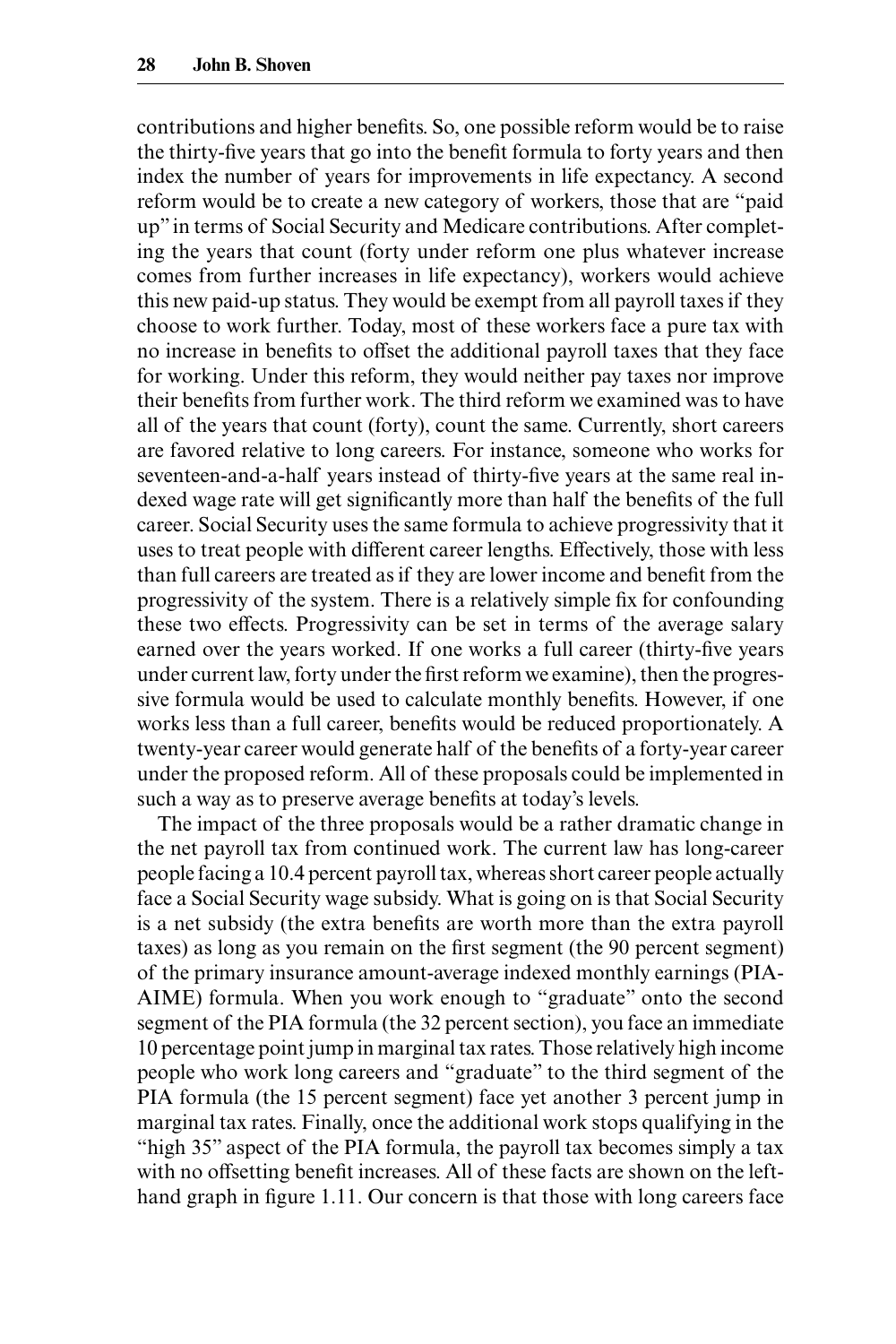contributions and higher benefits. So, one possible reform would be to raise the thirty-five years that go into the benefit formula to forty years and then index the number of years for improvements in life expectancy. A second reform would be to create a new category of workers, those that are "paid up" in terms of Social Security and Medicare contributions. After completing the years that count (forty under reform one plus whatever increase comes from further increases in life expectancy), workers would achieve this new paid-up status. They would be exempt from all payroll taxes if they choose to work further. Today, most of these workers face a pure tax with no increase in benefits to offset the additional payroll taxes that they face for working. Under this reform, they would neither pay taxes nor improve their benefits from further work. The third reform we examined was to have all of the years that count (forty), count the same. Currently, short careers are favored relative to long careers. For instance, someone who works for seventeen-and-a-half years instead of thirty-five years at the same real indexed wage rate will get significantly more than half the benefits of the full career. Social Security uses the same formula to achieve progressivity that it uses to treat people with different career lengths. Effectively, those with less than full careers are treated as if they are lower income and benefit from the progressivity of the system. There is a relatively simple fix for confounding these two effects. Progressivity can be set in terms of the average salary earned over the years worked. If one works a full career (thirty-five years under current law, forty under the first reform we examine), then the progressive formula would be used to calculate monthly benefits. However, if one works less than a full career, benefits would be reduced proportionately. A twenty-year career would generate half of the benefits of a forty-year career under the proposed reform. All of these proposals could be implemented in such a way as to preserve average benefits at today's levels.

The impact of the three proposals would be a rather dramatic change in the net payroll tax from continued work. The current law has long-career people facing a 10.4 percent payroll tax, whereas short career people actually face a Social Security wage subsidy. What is going on is that Social Security is a net subsidy (the extra benefits are worth more than the extra payroll taxes) as long as you remain on the first segment (the 90 percent segment) of the primary insurance amount-average indexed monthly earnings (PIA-AIME) formula. When you work enough to "graduate" onto the second segment of the PIA formula (the 32 percent section), you face an immediate 10 percentage point jump in marginal tax rates. Those relatively high income people who work long careers and "graduate" to the third segment of the PIA formula (the 15 percent segment) face yet another 3 percent jump in marginal tax rates. Finally, once the additional work stops qualifying in the "high 35" aspect of the PIA formula, the payroll tax becomes simply a tax with no offsetting benefit increases. All of these facts are shown on the left-hand graph in figure 1.11. Our concern is that those with long careers face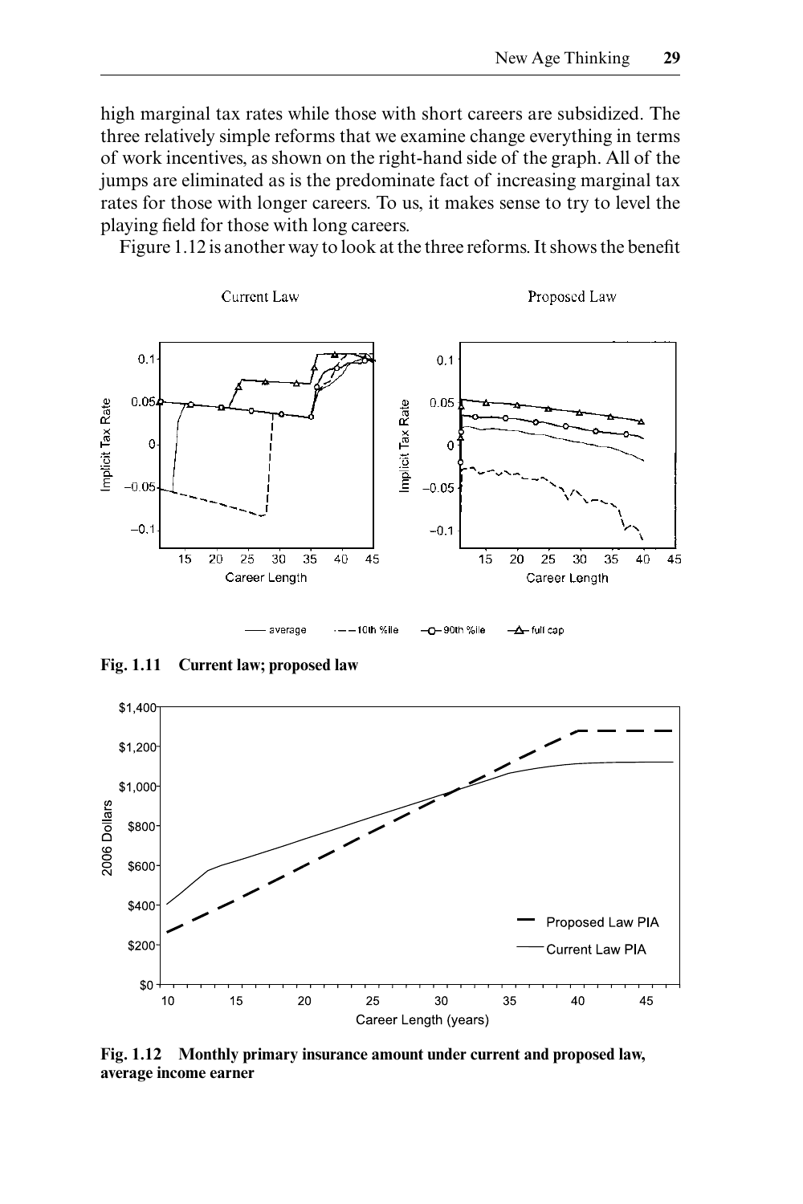high marginal tax rates while those with short careers are subsidized. The three relatively simple reforms that we examine change everything in terms of work incentives, as shown on the right-hand side of the graph. All of the jumps are eliminated as is the predominate fact of increasing marginal tax rates for those with longer careers. To us, it makes sense to try to level the playing field for those with long careers.

Figure 1.12 is another way to look at the three reforms. It shows the benefit

**Fig. 1.11 Current law; proposed law**

**Fig. 1.12 Monthly primary insurance amount under current and proposed law, average income earner**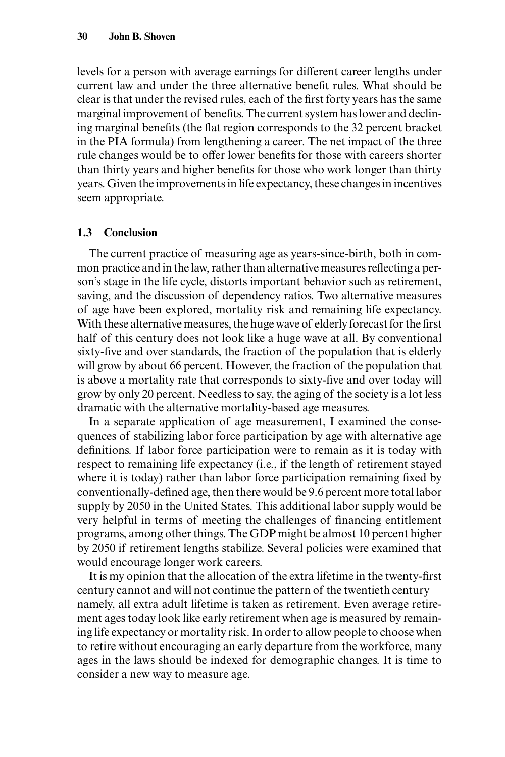levels for a person with average earnings for different career lengths under current law and under the three alternative benefit rules. What should be clear is that under the revised rules, each of the first forty years has the same marginal improvement of benefits. The current system has lower and declining marginal benefits (the flat region corresponds to the 32 percent bracket in the PIA formula) from lengthening a career. The net impact of the three rule changes would be to offer lower benefits for those with careers shorter than thirty years and higher benefits for those who work longer than thirty years. Given the improvements in life expectancy, these changes in incentives seem appropriate.

## 1.3 Conclusion

The current practice of measuring age as years-since-birth, both in common practice and in the law, rather than alternative measures reflecting a person's stage in the life cycle, distorts important behavior such as retirement, saving, and the discussion of dependency ratios. Two alternative measures of age have been explored, mortality risk and remaining life expectancy. With these alternative measures, the huge wave of elderly forecast for the first half of this century does not look like a huge wave at all. By conventional sixty-five and over standards, the fraction of the population that is elderly will grow by about 66 percent. However, the fraction of the population that is above a mortality rate that corresponds to sixty-five and over today will grow by only 20 percent. Needless to say, the aging of the society is a lot less dramatic with the alternative mortality-based age measures.

In a separate application of age measurement, I examined the consequences of stabilizing labor force participation by age with alternative age definitions. If labor force participation were to remain as it is today with respect to remaining life expectancy (i.e., if the length of retirement stayed where it is today) rather than labor force participation remaining fixed by conventionally-defined age, then there would be 9.6 percent more total labor supply by 2050 in the United States. This additional labor supply would be very helpful in terms of meeting the challenges of financing entitlement programs, among other things. The GDP might be almost 10 percent higher by 2050 if retirement lengths stabilize. Several policies were examined that would encourage longer work careers.

It is my opinion that the allocation of the extra lifetime in the twenty-first century cannot and will not continue the pattern of the twentieth century—namely, all extra adult lifetime is taken as retirement. Even average retirement ages today look like early retirement when age is measured by remaining life expectancy or mortality risk. In order to allow people to choose when to retire without encouraging an early departure from the workforce, many ages in the laws should be indexed for demographic changes. It is time to consider a new way to measure age.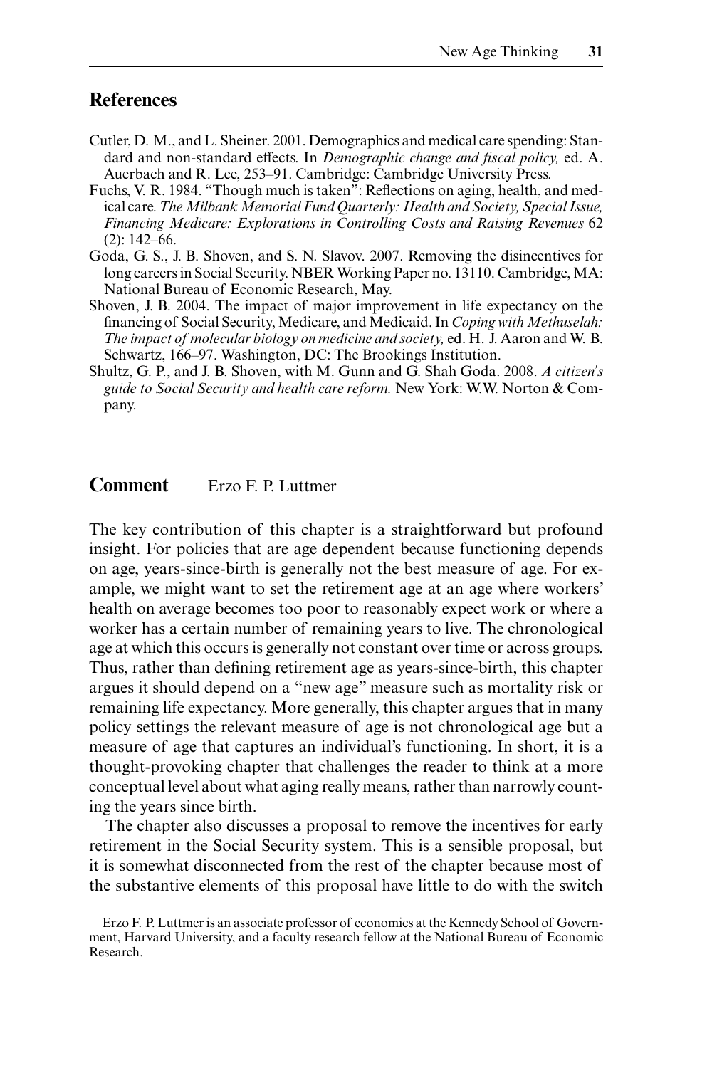## References

Cutler, D. M., and L. Sheiner. 2001. Demographics and medical care spending: Standard and non-standard effects. In *Demographic change and fiscal policy,* ed. A. Auerbach and R. Lee, 253–91. Cambridge: Cambridge University Press.

Fuchs, V. R. 1984. "Though much is taken": Reflections on aging, health, and medical care. *The Milbank Memorial Fund Quarterly: Health and Society, Special Issue, Financing Medicare: Explorations in Controlling Costs and Raising Revenues* 62 (2): 142–66.

Goda, G. S., J. B. Shoven, and S. N. Slavov. 2007. Removing the disincentives for long careers in Social Security. NBER Working Paper no. 13110. Cambridge, MA: National Bureau of Economic Research, May.

Shoven, J. B. 2004. The impact of major improvement in life expectancy on the financing of Social Security, Medicare, and Medicaid. In *Coping with Methuselah: The impact of molecular biology on medicine and society,* ed. H. J. Aaron and W. B. Schwartz, 166–97. Washington, DC: The Brookings Institution.

Shultz, G. P., and J. B. Shoven, with M. Gunn and G. Shah Goda. 2008. *A citizen's guide to Social Security and health care reform.* New York: W.W. Norton & Company.

## Comment  Erzo F. P. Luttmer

The key contribution of this chapter is a straightforward but profound insight. For policies that are age dependent because functioning depends on age, years-since-birth is generally not the best measure of age. For example, we might want to set the retirement age at an age where workers' health on average becomes too poor to reasonably expect work or where a worker has a certain number of remaining years to live. The chronological age at which this occurs is generally not constant over time or across groups. Thus, rather than defining retirement age as years-since-birth, this chapter argues it should depend on a "new age" measure such as mortality risk or remaining life expectancy. More generally, this chapter argues that in many policy settings the relevant measure of age is not chronological age but a measure of age that captures an individual's functioning. In short, it is a thought-provoking chapter that challenges the reader to think at a more conceptual level about what aging really means, rather than narrowly counting the years since birth.

The chapter also discusses a proposal to remove the incentives for early retirement in the Social Security system. This is a sensible proposal, but it is somewhat disconnected from the rest of the chapter because most of the substantive elements of this proposal have little to do with the switch

Erzo F. P. Luttmer is an associate professor of economics at the Kennedy School of Government, Harvard University, and a faculty research fellow at the National Bureau of Economic Research.